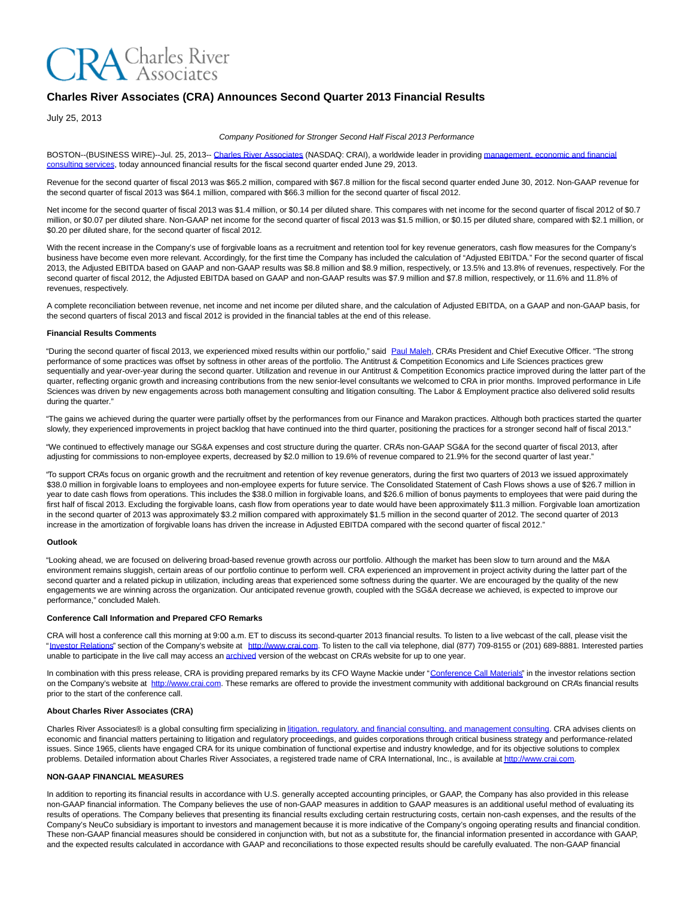# Charles River Associates (CRA) Announces Second Quarter 2013 Financial Results

July 25, 2013

*Company Positioned for Stronger Second Half Fiscal 2013 Performance*

BOSTON--(BUSINESS WIRE)--Jul. 25, 2013-- Charles River Associates (NASDAQ: CRAI), a worldwide leader in providing management, economic and financial consulting services, today announced financial results for the fiscal second quarter ended June 29, 2013.

Revenue for the second quarter of fiscal 2013 was $65.2 million, compared with $67.8 million for the fiscal second quarter ended June 30, 2012. Non-GAAP revenue for the second quarter of fiscal 2013 was $64.1 million, compared with $66.3 million for the second quarter of fiscal 2012.

Net income for the second quarter of fiscal 2013 was $1.4 million, or $0.14 per diluted share. This compares with net income for the second quarter of fiscal 2012 of $0.7 million, or $0.07 per diluted share. Non-GAAP net income for the second quarter of fiscal 2013 was $1.5 million, or $0.15 per diluted share, compared with $2.1 million, or $0.20 per diluted share, for the second quarter of fiscal 2012.

With the recent increase in the Company's use of forgivable loans as a recruitment and retention tool for key revenue generators, cash flow measures for the Company's business have become even more relevant. Accordingly, for the first time the Company has included the calculation of "Adjusted EBITDA." For the second quarter of fiscal 2013, the Adjusted EBITDA based on GAAP and non-GAAP results was $8.8 million and $8.9 million, respectively, or 13.5% and 13.8% of revenues, respectively. For the second quarter of fiscal 2012, the Adjusted EBITDA based on GAAP and non-GAAP results was $7.9 million and $7.8 million, respectively, or 11.6% and 11.8% of revenues, respectively.

A complete reconciliation between revenue, net income and net income per diluted share, and the calculation of Adjusted EBITDA, on a GAAP and non-GAAP basis, for the second quarters of fiscal 2013 and fiscal 2012 is provided in the financial tables at the end of this release.

**Financial Results Comments**

"During the second quarter of fiscal 2013, we experienced mixed results within our portfolio," said Paul Maleh, CRA's President and Chief Executive Officer. "The strong performance of some practices was offset by softness in other areas of the portfolio. The Antitrust & Competition Economics and Life Sciences practices grew sequentially and year-over-year during the second quarter. Utilization and revenue in our Antitrust & Competition Economics practice improved during the latter part of the quarter, reflecting organic growth and increasing contributions from the new senior-level consultants we welcomed to CRA in prior months. Improved performance in Life Sciences was driven by new engagements across both management consulting and litigation consulting. The Labor & Employment practice also delivered solid results during the quarter."

"The gains we achieved during the quarter were partially offset by the performances from our Finance and Marakon practices. Although both practices started the quarter slowly, they experienced improvements in project backlog that have continued into the third quarter, positioning the practices for a stronger second half of fiscal 2013."

"We continued to effectively manage our SG&A expenses and cost structure during the quarter. CRA's non-GAAP SG&A for the second quarter of fiscal 2013, after adjusting for commissions to non-employee experts, decreased by $2.0 million to 19.6% of revenue compared to 21.9% for the second quarter of last year."

"To support CRA's focus on organic growth and the recruitment and retention of key revenue generators, during the first two quarters of 2013 we issued approximately $38.0 million in forgivable loans to employees and non-employee experts for future service. The Consolidated Statement of Cash Flows shows a use of $26.7 million in year to date cash flows from operations. This includes the $38.0 million in forgivable loans, and $26.6 million of bonus payments to employees that were paid during the first half of fiscal 2013. Excluding the forgivable loans, cash flow from operations year to date would have been approximately $11.3 million. Forgivable loan amortization in the second quarter of 2013 was approximately $3.2 million compared with approximately $1.5 million in the second quarter of 2012. The second quarter of 2013 increase in the amortization of forgivable loans has driven the increase in Adjusted EBITDA compared with the second quarter of fiscal 2012."

**Outlook**

"Looking ahead, we are focused on delivering broad-based revenue growth across our portfolio. Although the market has been slow to turn around and the M&A environment remains sluggish, certain areas of our portfolio continue to perform well. CRA experienced an improvement in project activity during the latter part of the second quarter and a related pickup in utilization, including areas that experienced some softness during the quarter. We are encouraged by the quality of the new engagements we are winning across the organization. Our anticipated revenue growth, coupled with the SG&A decrease we achieved, is expected to improve our performance," concluded Maleh.

**Conference Call Information and Prepared CFO Remarks**

CRA will host a conference call this morning at 9:00 a.m. ET to discuss its second-quarter 2013 financial results. To listen to a live webcast of the call, please visit the "Investor Relations" section of the Company's website at http://www.crai.com. To listen to the call via telephone, dial (877) 709-8155 or (201) 689-8881. Interested parties unable to participate in the live call may access an archived version of the webcast on CRA's website for up to one year.

In combination with this press release, CRA is providing prepared remarks by its CFO Wayne Mackie under "Conference Call Materials" in the investor relations section on the Company's website at http://www.crai.com. These remarks are offered to provide the investment community with additional background on CRA's financial results prior to the start of the conference call.

**About Charles River Associates (CRA)**

Charles River Associates® is a global consulting firm specializing in litigation, regulatory, and financial consulting, and management consulting. CRA advises clients on economic and financial matters pertaining to litigation and regulatory proceedings, and guides corporations through critical business strategy and performance-related issues. Since 1965, clients have engaged CRA for its unique combination of functional expertise and industry knowledge, and for its objective solutions to complex problems. Detailed information about Charles River Associates, a registered trade name of CRA International, Inc., is available at http://www.crai.com.

**NON-GAAP FINANCIAL MEASURES**

In addition to reporting its financial results in accordance with U.S. generally accepted accounting principles, or GAAP, the Company has also provided in this release non-GAAP financial information. The Company believes the use of non-GAAP measures in addition to GAAP measures is an additional useful method of evaluating its results of operations. The Company believes that presenting its financial results excluding certain restructuring costs, certain non-cash expenses, and the results of the Company's NeuCo subsidiary is important to investors and management because it is more indicative of the Company's ongoing operating results and financial condition. These non-GAAP financial measures should be considered in conjunction with, but not as a substitute for, the financial information presented in accordance with GAAP, and the expected results calculated in accordance with GAAP and reconciliations to those expected results should be carefully evaluated. The non-GAAP financial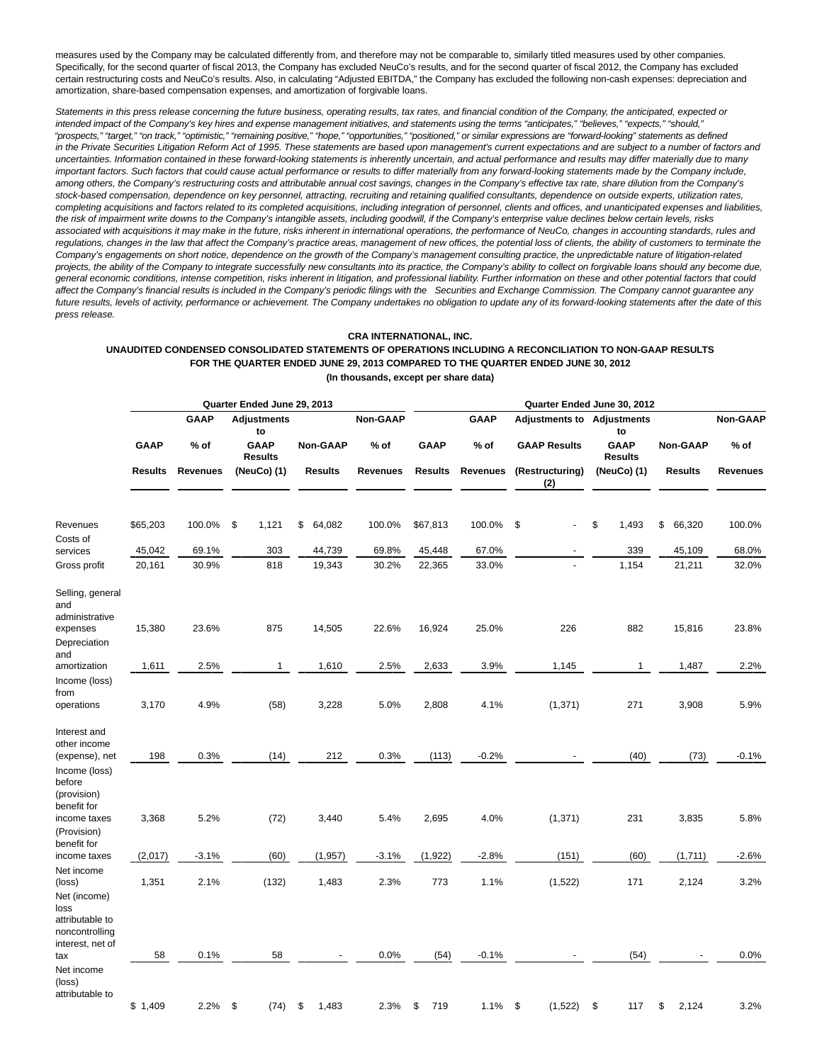measures used by the Company may be calculated differently from, and therefore may not be comparable to, similarly titled measures used by other companies. Specifically, for the second quarter of fiscal 2013, the Company has excluded NeuCo's results, and for the second quarter of fiscal 2012, the Company has excluded certain restructuring costs and NeuCo's results. Also, in calculating "Adjusted EBITDA," the Company has excluded the following non-cash expenses: depreciation and amortization, share-based compensation expenses, and amortization of forgivable loans.

*Statements in this press release concerning the future business, operating results, tax rates, and financial condition of the Company, the anticipated, expected or intended impact of the Company's key hires and expense management initiatives, and statements using the terms "anticipates," "believes," "expects," "should," "prospects," "target," "on track," "optimistic," "remaining positive," "hope," "opportunities," "positioned," or similar expressions are "forward-looking" statements as defined in the Private Securities Litigation Reform Act of 1995. These statements are based upon management's current expectations and are subject to a number of factors and uncertainties. Information contained in these forward-looking statements is inherently uncertain, and actual performance and results may differ materially due to many important factors. Such factors that could cause actual performance or results to differ materially from any forward-looking statements made by the Company include, among others, the Company's restructuring costs and attributable annual cost savings, changes in the Company's effective tax rate, share dilution from the Company's stock-based compensation, dependence on key personnel, attracting, recruiting and retaining qualified consultants, dependence on outside experts, utilization rates, completing acquisitions and factors related to its completed acquisitions, including integration of personnel, clients and offices, and unanticipated expenses and liabilities, the risk of impairment write downs to the Company's intangible assets, including goodwill, if the Company's enterprise value declines below certain levels, risks associated with acquisitions it may make in the future, risks inherent in international operations, the performance of NeuCo, changes in accounting standards, rules and regulations, changes in the law that affect the Company's practice areas, management of new offices, the potential loss of clients, the ability of customers to terminate the Company's engagements on short notice, dependence on the growth of the Company's management consulting practice, the unpredictable nature of litigation-related projects, the ability of the Company to integrate successfully new consultants into its practice, the Company's ability to collect on forgivable loans should any become due, general economic conditions, intense competition, risks inherent in litigation, and professional liability. Further information on these and other potential factors that could affect the Company's financial results is included in the Company's periodic filings with the Securities and Exchange Commission. The Company cannot guarantee any future results, levels of activity, performance or achievement. The Company undertakes no obligation to update any of its forward-looking statements after the date of this press release.*

**CRA INTERNATIONAL, INC.**

**UNAUDITED CONDENSED CONSOLIDATED STATEMENTS OF OPERATIONS INCLUDING A RECONCILIATION TO NON-GAAP RESULTS FOR THE QUARTER ENDED JUNE 29, 2013 COMPARED TO THE QUARTER ENDED JUNE 30, 2012**

**(In thousands, except per share data)**

| | Quarter Ended June 29, 2013 | | | | | Quarter Ended June 30, 2012 | | | | | |
|---|---|---|---|---|---|---|---|---|---|---|---|
| | GAAP Results | GAAP % of Revenues | Adjustments to GAAP Results (NeuCo) (1) | Non-GAAP Results | Non-GAAP % of Revenues | GAAP Results | GAAP % of Revenues | Adjustments to GAAP Results (Restructuring) (2) | Adjustments to GAAP Results (NeuCo) (1) | Non-GAAP Results | Non-GAAP % of Revenues |
| Revenues | $65,203 | 100.0% | $ 1,121 | $ 64,082 | 100.0% | $67,813 | 100.0% | $ - | $ 1,493 | $ 66,320 | 100.0% |
| Costs of services | 45,042 | 69.1% | 303 | 44,739 | 69.8% | 45,448 | 67.0% | - | 339 | 45,109 | 68.0% |
| Gross profit | 20,161 | 30.9% | 818 | 19,343 | 30.2% | 22,365 | 33.0% | - | 1,154 | 21,211 | 32.0% |
| Selling, general and administrative expenses | 15,380 | 23.6% | 875 | 14,505 | 22.6% | 16,924 | 25.0% | 226 | 882 | 15,816 | 23.8% |
| Depreciation and amortization | 1,611 | 2.5% | 1 | 1,610 | 2.5% | 2,633 | 3.9% | 1,145 | 1 | 1,487 | 2.2% |
| Income (loss) from operations | 3,170 | 4.9% | (58) | 3,228 | 5.0% | 2,808 | 4.1% | (1,371) | 271 | 3,908 | 5.9% |
| Interest and other income (expense), net | 198 | 0.3% | (14) | 212 | 0.3% | (113) | -0.2% | - | (40) | (73) | -0.1% |
| Income (loss) before (provision) benefit for income taxes | 3,368 | 5.2% | (72) | 3,440 | 5.4% | 2,695 | 4.0% | (1,371) | 231 | 3,835 | 5.8% |
| (Provision) benefit for income taxes | (2,017) | -3.1% | (60) | (1,957) | -3.1% | (1,922) | -2.8% | (151) | (60) | (1,711) | -2.6% |
| Net income (loss) | 1,351 | 2.1% | (132) | 1,483 | 2.3% | 773 | 1.1% | (1,522) | 171 | 2,124 | 3.2% |
| Net (income) loss attributable to noncontrolling interest, net of tax | 58 | 0.1% | 58 | - | 0.0% | (54) | -0.1% | - | (54) | - | 0.0% |
| Net income (loss) attributable to | $ 1,409 | 2.2% | $ (74) | $ 1,483 | 2.3% | $ 719 | 1.1% | $ (1,522) | $ 117 | $ 2,124 | 3.2% |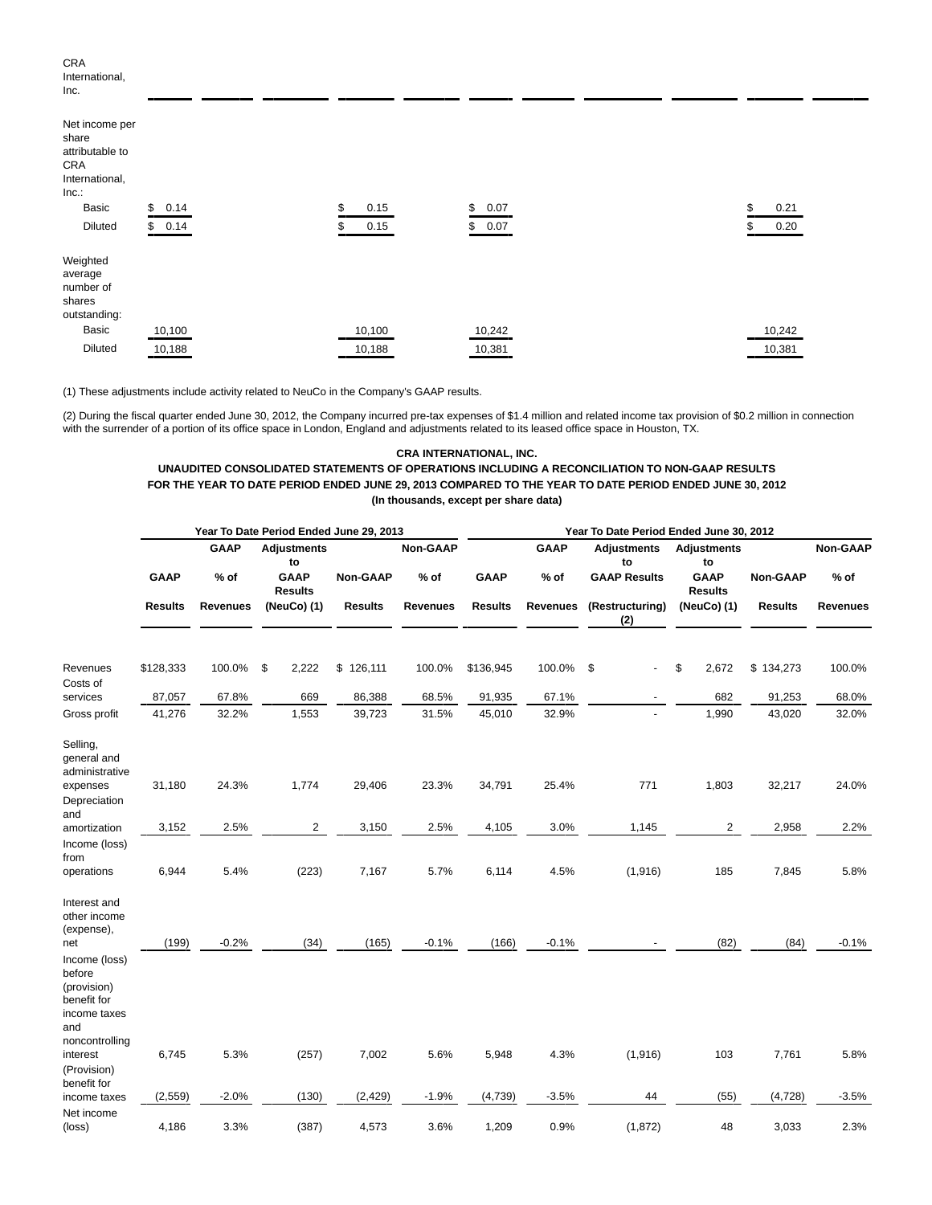| | | | | | | | | | | |
|---|---|---|---|---|---|---|---|---|---|---|
| CRA International, Inc. | | | | | | | | | | |
| Net income per share attributable to CRA International, Inc.: | | | | | | | | | | |
| Basic | $ 0.14 | | | $ 0.15 | | $ 0.07 | | | | $ 0.21 |
| Diluted | $ 0.14 | | | $ 0.15 | | $ 0.07 | | | | $ 0.20 |
| Weighted average number of shares outstanding: | | | | | | | | | | |
| Basic | 10,100 | | | 10,100 | | 10,242 | | | | 10,242 |
| Diluted | 10,188 | | | 10,188 | | 10,381 | | | | 10,381 |

(1) These adjustments include activity related to NeuCo in the Company's GAAP results.

(2) During the fiscal quarter ended June 30, 2012, the Company incurred pre-tax expenses of $1.4 million and related income tax provision of $0.2 million in connection with the surrender of a portion of its office space in London, England and adjustments related to its leased office space in Houston, TX.

**CRA INTERNATIONAL, INC.**
**UNAUDITED CONSOLIDATED STATEMENTS OF OPERATIONS INCLUDING A RECONCILIATION TO NON-GAAP RESULTS**
**FOR THE YEAR TO DATE PERIOD ENDED JUNE 29, 2013 COMPARED TO THE YEAR TO DATE PERIOD ENDED JUNE 30, 2012**
**(In thousands, except per share data)**

| | Year To Date Period Ended June 29, 2013 | | | | | Year To Date Period Ended June 30, 2012 | | | | | |
|---|---|---|---|---|---|---|---|---|---|---|---|
| | GAAP Results | GAAP % of Revenues | Adjustments to GAAP Results (NeuCo) (1) | Non-GAAP Results | Non-GAAP % of Revenues | GAAP Results | GAAP % of Revenues | Adjustments to GAAP Results (Restructuring) (2) | Adjustments to GAAP Results (NeuCo) (1) | Non-GAAP Results | Non-GAAP % of Revenues |
| Revenues | $128,333 | 100.0% | $ 2,222 | $ 126,111 | 100.0% | $136,945 | 100.0% | $ - | $ 2,672 | $ 134,273 | 100.0% |
| Costs of services | 87,057 | 67.8% | 669 | 86,388 | 68.5% | 91,935 | 67.1% | - | 682 | 91,253 | 68.0% |
| Gross profit | 41,276 | 32.2% | 1,553 | 39,723 | 31.5% | 45,010 | 32.9% | - | 1,990 | 43,020 | 32.0% |
| Selling, general and administrative expenses | 31,180 | 24.3% | 1,774 | 29,406 | 23.3% | 34,791 | 25.4% | 771 | 1,803 | 32,217 | 24.0% |
| Depreciation and amortization | 3,152 | 2.5% | 2 | 3,150 | 2.5% | 4,105 | 3.0% | 1,145 | 2 | 2,958 | 2.2% |
| Income (loss) from operations | 6,944 | 5.4% | (223) | 7,167 | 5.7% | 6,114 | 4.5% | (1,916) | 185 | 7,845 | 5.8% |
| Interest and other income (expense), net | (199) | -0.2% | (34) | (165) | -0.1% | (166) | -0.1% | - | (82) | (84) | -0.1% |
| Income (loss) before (provision) benefit for income taxes and noncontrolling interest | 6,745 | 5.3% | (257) | 7,002 | 5.6% | 5,948 | 4.3% | (1,916) | 103 | 7,761 | 5.8% |
| (Provision) benefit for income taxes | (2,559) | -2.0% | (130) | (2,429) | -1.9% | (4,739) | -3.5% | 44 | (55) | (4,728) | -3.5% |
| Net income (loss) | 4,186 | 3.3% | (387) | 4,573 | 3.6% | 1,209 | 0.9% | (1,872) | 48 | 3,033 | 2.3% |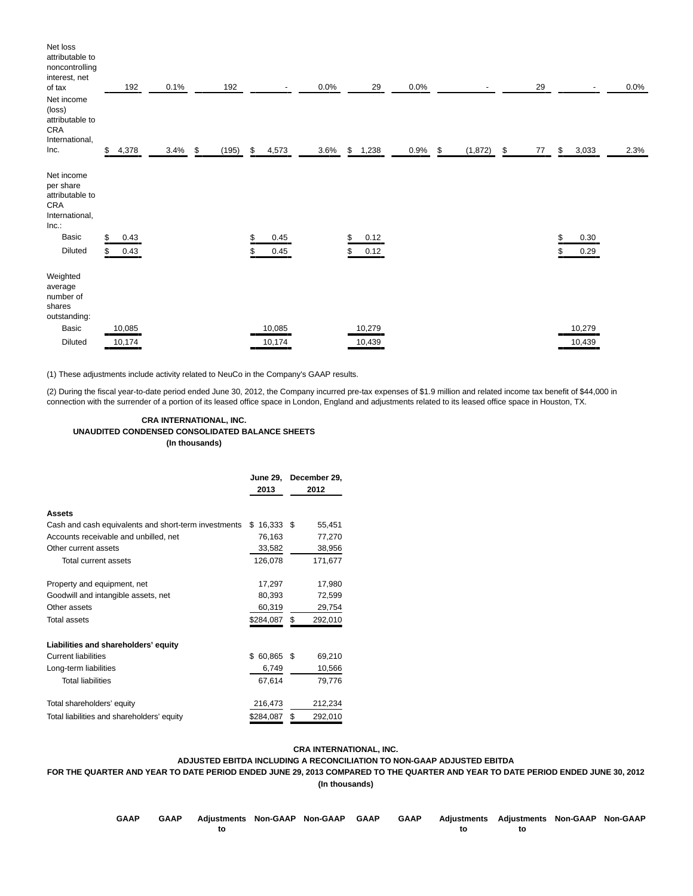| | | | | | | | | | | | |
|---|---|---|---|---|---|---|---|---|---|---|---|
| Net loss attributable to noncontrolling interest, net of tax | 192 | 0.1% | 192 | - | 0.0% | 29 | 0.0% | - | 29 | - | 0.0% |
| Net income (loss) attributable to CRA International, Inc. | $ 4,378 | 3.4% | $ (195) | $ 4,573 | 3.6% | $ 1,238 | 0.9% | $ (1,872) | $ 77 | $ 3,033 | 2.3% |
| Net income per share attributable to CRA International, Inc.: | | | | | | | | | | | |
| Basic | $ 0.43 | | | $ 0.45 | | $ 0.12 | | | | $ 0.30 | |
| Diluted | $ 0.43 | | | $ 0.45 | | $ 0.12 | | | | $ 0.29 | |
| Weighted average number of shares outstanding: | | | | | | | | | | | |
| Basic | 10,085 | | | 10,085 | | 10,279 | | | | 10,279 | |
| Diluted | 10,174 | | | 10,174 | | 10,439 | | | | 10,439 | |

(1) These adjustments include activity related to NeuCo in the Company's GAAP results.

(2) During the fiscal year-to-date period ended June 30, 2012, the Company incurred pre-tax expenses of $1.9 million and related income tax benefit of $44,000 in connection with the surrender of a portion of its leased office space in London, England and adjustments related to its leased office space in Houston, TX.

**CRA INTERNATIONAL, INC.**
**UNAUDITED CONDENSED CONSOLIDATED BALANCE SHEETS**
**(In thousands)**

| | June 29, 2013 | December 29, 2012 |
|---|---|---|
| **Assets** | | |
| Cash and cash equivalents and short-term investments | $ 16,333 | $ 55,451 |
| Accounts receivable and unbilled, net | 76,163 | 77,270 |
| Other current assets | 33,582 | 38,956 |
| Total current assets | 126,078 | 171,677 |
| Property and equipment, net | 17,297 | 17,980 |
| Goodwill and intangible assets, net | 80,393 | 72,599 |
| Other assets | 60,319 | 29,754 |
| Total assets | $284,087 | $ 292,010 |
| **Liabilities and shareholders' equity** | | |
| Current liabilities | $ 60,865 | $ 69,210 |
| Long-term liabilities | 6,749 | 10,566 |
| Total liabilities | 67,614 | 79,776 |
| Total shareholders' equity | 216,473 | 212,234 |
| Total liabilities and shareholders' equity | $284,087 | $ 292,010 |

**CRA INTERNATIONAL, INC.**
**ADJUSTED EBITDA INCLUDING A RECONCILIATION TO NON-GAAP ADJUSTED EBITDA**
**FOR THE QUARTER AND YEAR TO DATE PERIOD ENDED JUNE 29, 2013 COMPARED TO THE QUARTER AND YEAR TO DATE PERIOD ENDED JUNE 30, 2012**
**(In thousands)**

| | GAAP | GAAP | Adjustments to | Non-GAAP | Non-GAAP | GAAP | GAAP | Adjustments to | Adjustments to | Non-GAAP | Non-GAAP |
|---|---|---|---|---|---|---|---|---|---|---|---|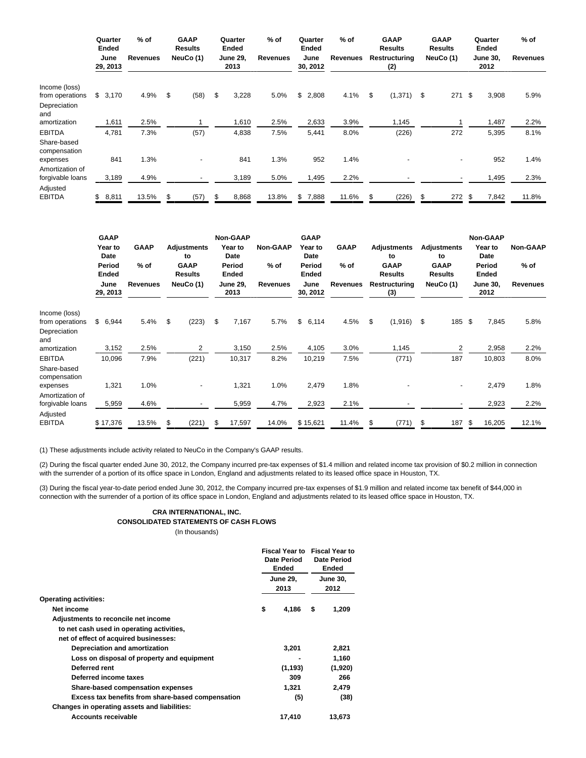| | Quarter Ended June 29, 2013 | % of Revenues | GAAP Results NeuCo (1) | Quarter Ended June 29, 2013 | % of Revenues | Quarter Ended June 30, 2012 | % of Revenues | GAAP Results Restructuring (2) | GAAP Results NeuCo (1) | Quarter Ended June 30, 2012 | % of Revenues |
|---|---|---|---|---|---|---|---|---|---|---|---|
| Income (loss) from operations | $ 3,170 | 4.9% | $ (58) | $ 3,228 | 5.0% | $ 2,808 | 4.1% | $ (1,371) | $ 271 | $ 3,908 | 5.9% |
| Depreciation and amortization | 1,611 | 2.5% | 1 | 1,610 | 2.5% | 2,633 | 3.9% | 1,145 | 1 | 1,487 | 2.2% |
| EBITDA | 4,781 | 7.3% | (57) | 4,838 | 7.5% | 5,441 | 8.0% | (226) | 272 | 5,395 | 8.1% |
| Share-based compensation expenses | 841 | 1.3% | - | 841 | 1.3% | 952 | 1.4% | - | - | 952 | 1.4% |
| Amortization of forgivable loans | 3,189 | 4.9% | - | 3,189 | 5.0% | 1,495 | 2.2% | - | - | 1,495 | 2.3% |
| Adjusted EBITDA | $ 8,811 | 13.5% | $ (57) | $ 8,868 | 13.8% | $ 7,888 | 11.6% | $ (226) | $ 272 | $ 7,842 | 11.8% |

| | GAAP Year to Date Period Ended June 29, 2013 | GAAP % of Revenues | Adjustments to GAAP Results NeuCo (1) | Non-GAAP Year to Date Period Ended June 29, 2013 | Non-GAAP % of Revenues | GAAP Year to Date Period Ended June 30, 2012 | GAAP % of Revenues | Adjustments to GAAP Results Restructuring (3) | Adjustments to GAAP Results NeuCo (1) | Non-GAAP Year to Date Period Ended June 30, 2012 | Non-GAAP % of Revenues |
|---|---|---|---|---|---|---|---|---|---|---|---|
| Income (loss) from operations | $ 6,944 | 5.4% | $ (223) | $ 7,167 | 5.7% | $ 6,114 | 4.5% | $ (1,916) | $ 185 | $ 7,845 | 5.8% |
| Depreciation and amortization | 3,152 | 2.5% | 2 | 3,150 | 2.5% | 4,105 | 3.0% | 1,145 | 2 | 2,958 | 2.2% |
| EBITDA | 10,096 | 7.9% | (221) | 10,317 | 8.2% | 10,219 | 7.5% | (771) | 187 | 10,803 | 8.0% |
| Share-based compensation expenses | 1,321 | 1.0% | - | 1,321 | 1.0% | 2,479 | 1.8% | - | - | 2,479 | 1.8% |
| Amortization of forgivable loans | 5,959 | 4.6% | - | 5,959 | 4.7% | 2,923 | 2.1% | - | - | 2,923 | 2.2% |
| Adjusted EBITDA | $ 17,376 | 13.5% | $ (221) | $ 17,597 | 14.0% | $ 15,621 | 11.4% | $ (771) | $ 187 | $ 16,205 | 12.1% |

(1) These adjustments include activity related to NeuCo in the Company's GAAP results.

(2) During the fiscal quarter ended June 30, 2012, the Company incurred pre-tax expenses of $1.4 million and related income tax provision of $0.2 million in connection with the surrender of a portion of its office space in London, England and adjustments related to its leased office space in Houston, TX.

(3) During the fiscal year-to-date period ended June 30, 2012, the Company incurred pre-tax expenses of $1.9 million and related income tax benefit of $44,000 in connection with the surrender of a portion of its office space in London, England and adjustments related to its leased office space in Houston, TX.

**CRA INTERNATIONAL, INC.**
**CONSOLIDATED STATEMENTS OF CASH FLOWS**
(In thousands)

| | Fiscal Year to Date Period Ended June 29, 2013 | Fiscal Year to Date Period Ended June 30, 2012 |
|---|---|---|
| **Operating activities:** | | |
| **Net income** | **$ 4,186** | **$ 1,209** |
| **Adjustments to reconcile net income to net cash used in operating activities, net of effect of acquired businesses:** | | |
| **Depreciation and amortization** | **3,201** | **2,821** |
| **Loss on disposal of property and equipment** | **-** | **1,160** |
| **Deferred rent** | **(1,193)** | **(1,920)** |
| **Deferred income taxes** | **309** | **266** |
| **Share-based compensation expenses** | **1,321** | **2,479** |
| **Excess tax benefits from share-based compensation** | **(5)** | **(38)** |
| **Changes in operating assets and liabilities:** | | |
| **Accounts receivable** | **17,410** | **13,673** |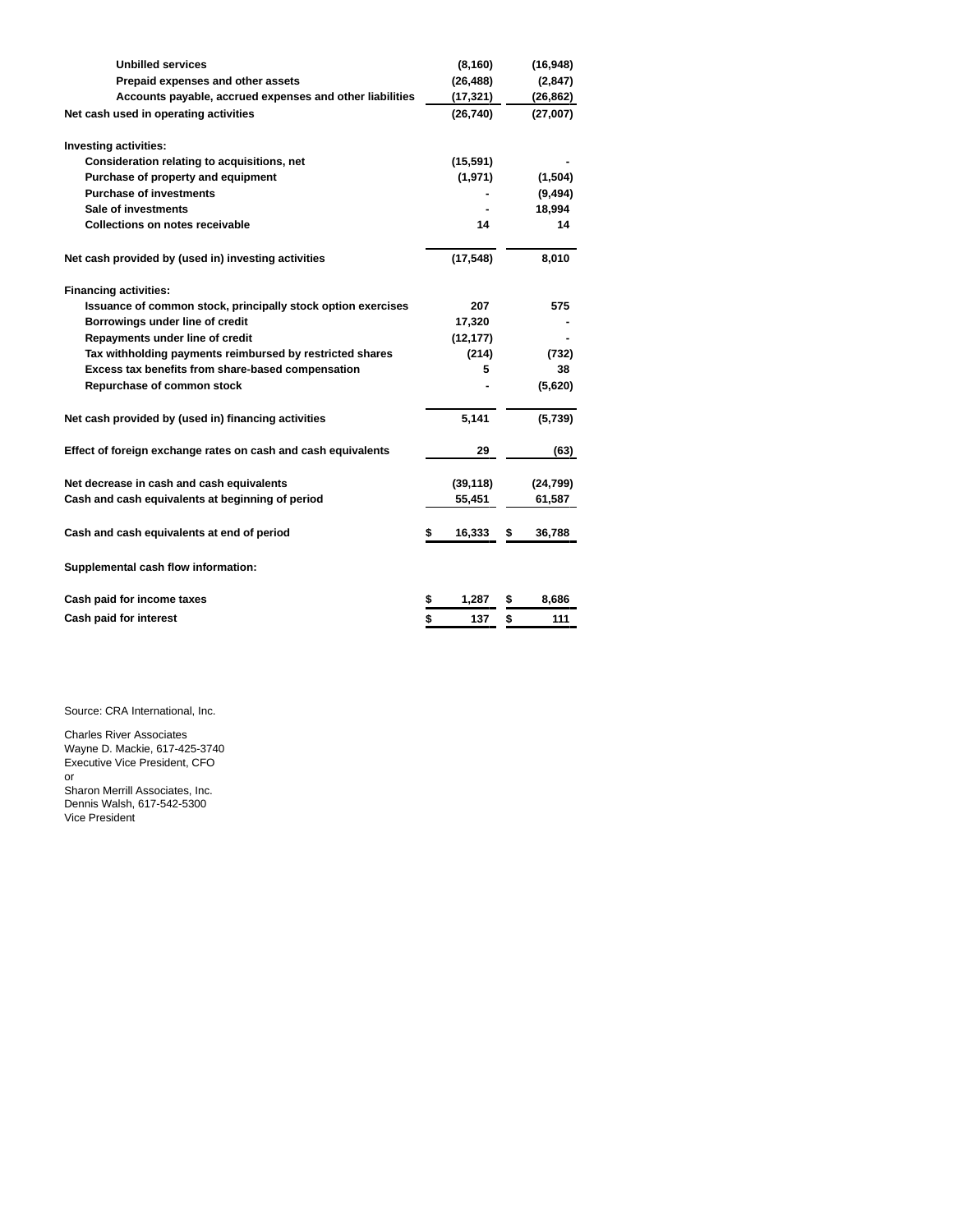| | | |
|---|---|---|
| Unbilled services | (8,160) | (16,948) |
| Prepaid expenses and other assets | (26,488) | (2,847) |
| Accounts payable, accrued expenses and other liabilities | (17,321) | (26,862) |
| **Net cash used in operating activities** | (26,740) | (27,007) |
| | | |
| **Investing activities:** | | |
| Consideration relating to acquisitions, net | (15,591) | - |
| Purchase of property and equipment | (1,971) | (1,504) |
| Purchase of investments | - | (9,494) |
| Sale of investments | - | 18,994 |
| Collections on notes receivable | 14 | 14 |
| | | |
| **Net cash provided by (used in) investing activities** | (17,548) | 8,010 |
| | | |
| **Financing activities:** | | |
| Issuance of common stock, principally stock option exercises | 207 | 575 |
| Borrowings under line of credit | 17,320 | - |
| Repayments under line of credit | (12,177) | - |
| Tax withholding payments reimbursed by restricted shares | (214) | (732) |
| Excess tax benefits from share-based compensation | 5 | 38 |
| Repurchase of common stock | - | (5,620) |
| | | |
| **Net cash provided by (used in) financing activities** | 5,141 | (5,739) |
| | | |
| **Effect of foreign exchange rates on cash and cash equivalents** | 29 | (63) |
| | | |
| **Net decrease in cash and cash equivalents** | (39,118) | (24,799) |
| **Cash and cash equivalents at beginning of period** | 55,451 | 61,587 |
| | | |
| **Cash and cash equivalents at end of period** | $ 16,333 | $ 36,788 |
| | | |
| **Supplemental cash flow information:** | | |
| | | |
| **Cash paid for income taxes** | $ 1,287 | $ 8,686 |
| **Cash paid for interest** | $ 137 | $ 111 |

Source: CRA International, Inc.

Charles River Associates
Wayne D. Mackie, 617-425-3740
Executive Vice President, CFO
or
Sharon Merrill Associates, Inc.
Dennis Walsh, 617-542-5300
Vice President